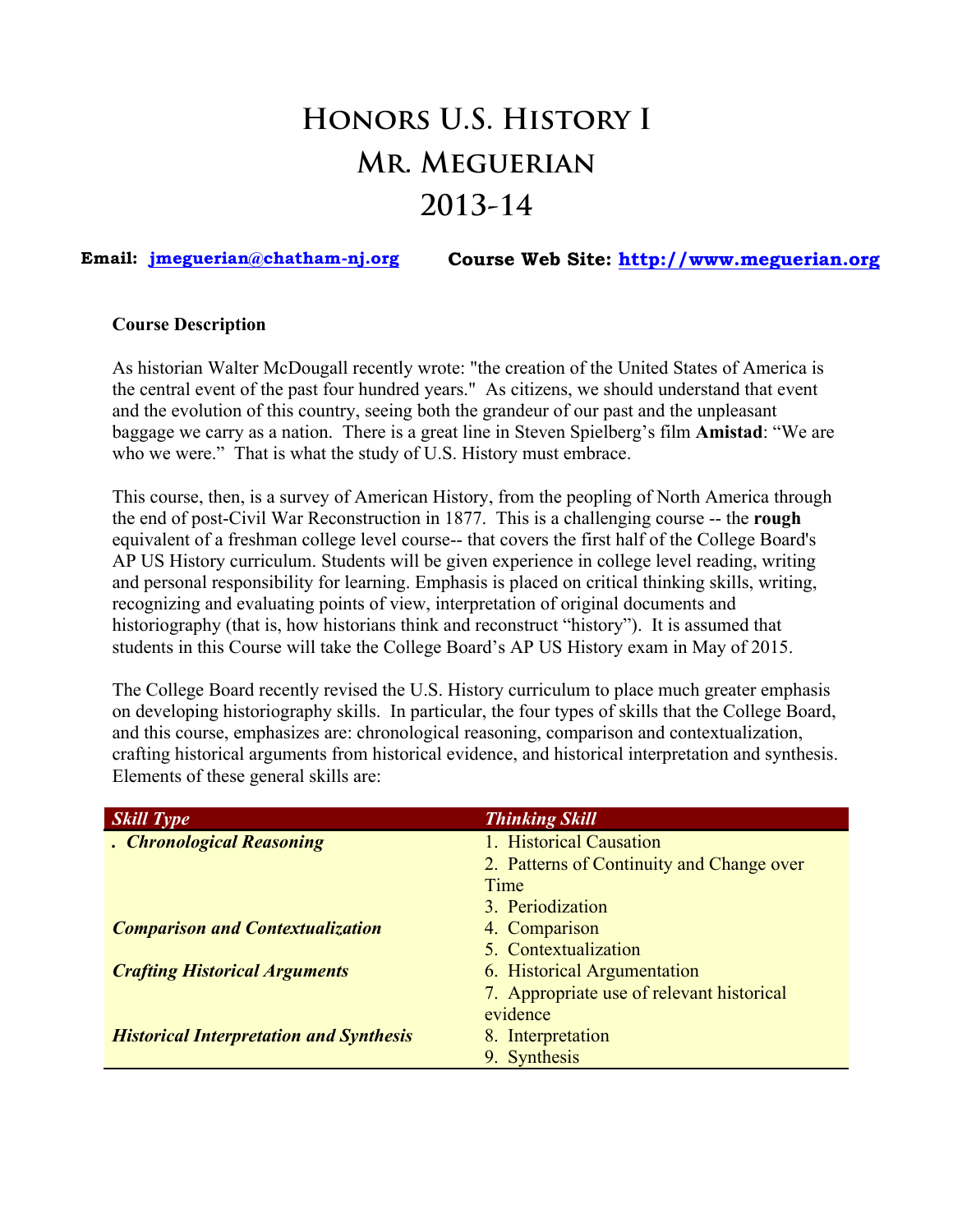# Honors U.S. History I
# Mr. Meguerian
# 2013-14

**Email: [jmeguerian@chatham-nj.org](mailto:jmeguerian@chatham-nj.org)** **Course Web Site: [http://www.meguerian.org](http://www.meguerian.org)**

**Course Description**

As historian Walter McDougall recently wrote: "the creation of the United States of America is the central event of the past four hundred years." As citizens, we should understand that event and the evolution of this country, seeing both the grandeur of our past and the unpleasant baggage we carry as a nation. There is a great line in Steven Spielberg's film **Amistad**: "We are who we were." That is what the study of U.S. History must embrace.

This course, then, is a survey of American History, from the peopling of North America through the end of post-Civil War Reconstruction in 1877. This is a challenging course -- the **rough** equivalent of a freshman college level course-- that covers the first half of the College Board's AP US History curriculum. Students will be given experience in college level reading, writing and personal responsibility for learning. Emphasis is placed on critical thinking skills, writing, recognizing and evaluating points of view, interpretation of original documents and historiography (that is, how historians think and reconstruct "history"). It is assumed that students in this Course will take the College Board's AP US History exam in May of 2015.

The College Board recently revised the U.S. History curriculum to place much greater emphasis on developing historiography skills. In particular, the four types of skills that the College Board, and this course, emphasizes are: chronological reasoning, comparison and contextualization, crafting historical arguments from historical evidence, and historical interpretation and synthesis. Elements of these general skills are:

| *Skill Type* | *Thinking Skill* |
|---|---|
| . ***Chronological Reasoning*** | 1. Historical Causation |
| | 2. Patterns of Continuity and Change over Time |
| | 3. Periodization |
| ***Comparison and Contextualization*** | 4. Comparison |
| | 5. Contextualization |
| ***Crafting Historical Arguments*** | 6. Historical Argumentation |
| | 7. Appropriate use of relevant historical evidence |
| ***Historical Interpretation and Synthesis*** | 8. Interpretation |
| | 9. Synthesis |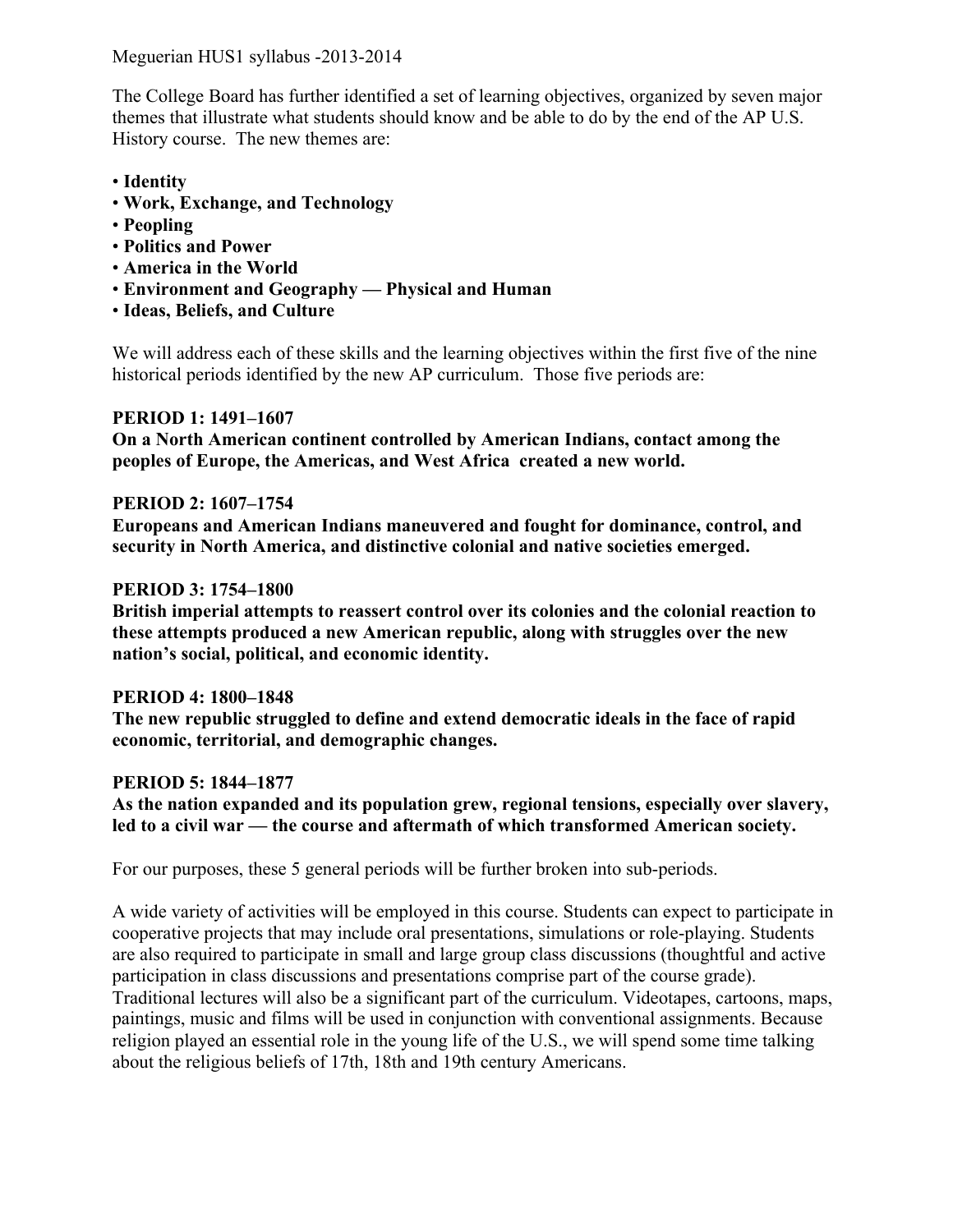The College Board has further identified a set of learning objectives, organized by seven major themes that illustrate what students should know and be able to do by the end of the AP U.S. History course. The new themes are:

- **Identity**
- **Work, Exchange, and Technology**
- **Peopling**
- **Politics and Power**
- **America in the World**
- **Environment and Geography — Physical and Human**
- **Ideas, Beliefs, and Culture**

We will address each of these skills and the learning objectives within the first five of the nine historical periods identified by the new AP curriculum. Those five periods are:

**PERIOD 1: 1491–1607**
**On a North American continent controlled by American Indians, contact among the peoples of Europe, the Americas, and West Africa created a new world.**

**PERIOD 2: 1607–1754**
**Europeans and American Indians maneuvered and fought for dominance, control, and security in North America, and distinctive colonial and native societies emerged.**

**PERIOD 3: 1754–1800**
**British imperial attempts to reassert control over its colonies and the colonial reaction to these attempts produced a new American republic, along with struggles over the new nation's social, political, and economic identity.**

**PERIOD 4: 1800–1848**
**The new republic struggled to define and extend democratic ideals in the face of rapid economic, territorial, and demographic changes.**

**PERIOD 5: 1844–1877**
**As the nation expanded and its population grew, regional tensions, especially over slavery, led to a civil war — the course and aftermath of which transformed American society.**

For our purposes, these 5 general periods will be further broken into sub-periods.

A wide variety of activities will be employed in this course. Students can expect to participate in cooperative projects that may include oral presentations, simulations or role-playing. Students are also required to participate in small and large group class discussions (thoughtful and active participation in class discussions and presentations comprise part of the course grade). Traditional lectures will also be a significant part of the curriculum. Videotapes, cartoons, maps, paintings, music and films will be used in conjunction with conventional assignments. Because religion played an essential role in the young life of the U.S., we will spend some time talking about the religious beliefs of 17th, 18th and 19th century Americans.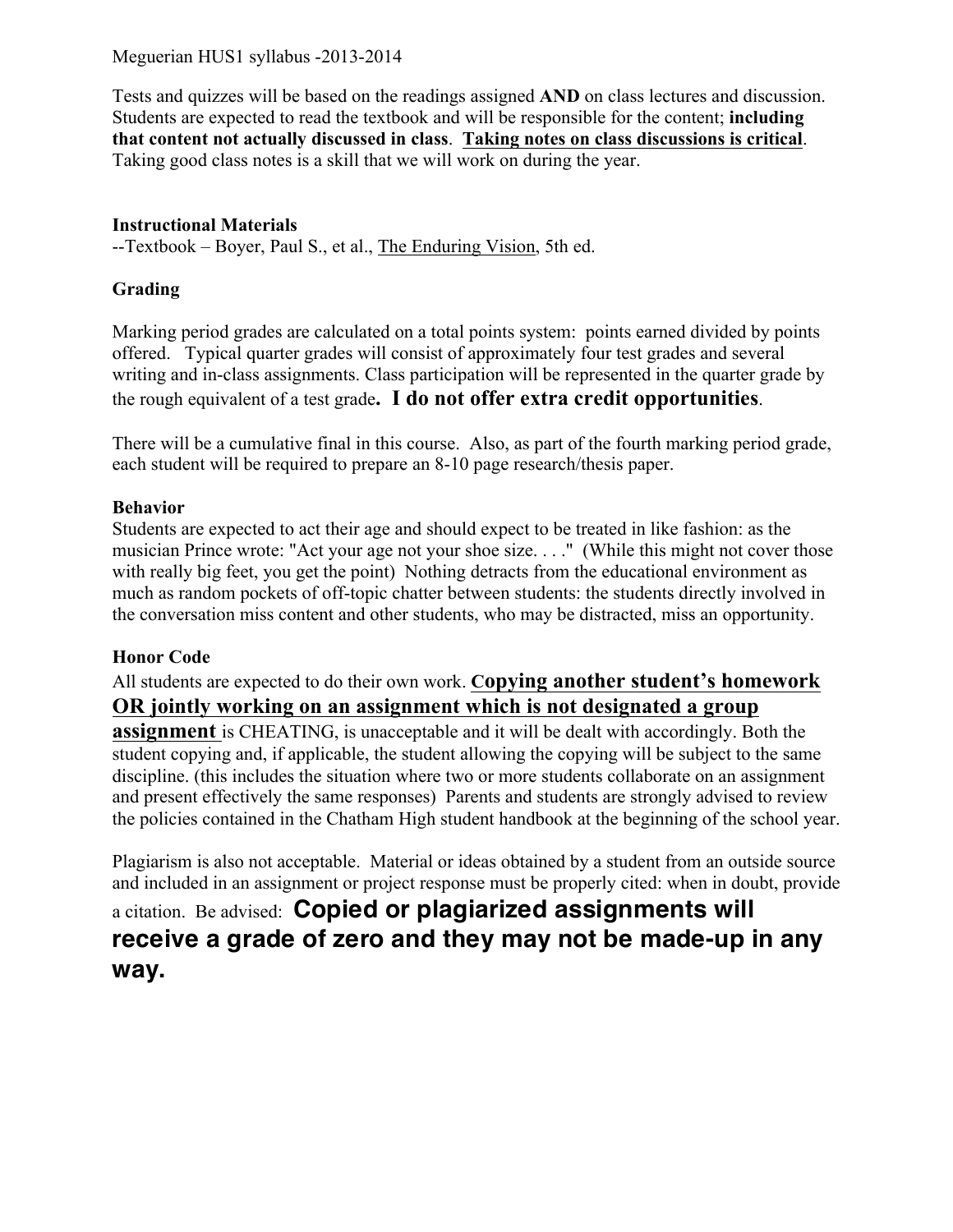Tests and quizzes will be based on the readings assigned **AND** on class lectures and discussion. Students are expected to read the textbook and will be responsible for the content; **including that content not actually discussed in class**. **Taking notes on class discussions is critical**. Taking good class notes is a skill that we will work on during the year.

### Instructional Materials

--Textbook – Boyer, Paul S., et al., The Enduring Vision, 5th ed.

### Grading

Marking period grades are calculated on a total points system: points earned divided by points offered. Typical quarter grades will consist of approximately four test grades and several writing and in-class assignments. Class participation will be represented in the quarter grade by the rough equivalent of a test grade**. I do not offer extra credit opportunities**.

There will be a cumulative final in this course. Also, as part of the fourth marking period grade, each student will be required to prepare an 8-10 page research/thesis paper.

### Behavior

Students are expected to act their age and should expect to be treated in like fashion: as the musician Prince wrote: "Act your age not your shoe size. . . ." (While this might not cover those with really big feet, you get the point) Nothing detracts from the educational environment as much as random pockets of off-topic chatter between students: the students directly involved in the conversation miss content and other students, who may be distracted, miss an opportunity.

### Honor Code

All students are expected to do their own work. **Copying another student's homework OR jointly working on an assignment which is not designated a group assignment** is CHEATING, is unacceptable and it will be dealt with accordingly. Both the student copying and, if applicable, the student allowing the copying will be subject to the same discipline. (this includes the situation where two or more students collaborate on an assignment and present effectively the same responses) Parents and students are strongly advised to review the policies contained in the Chatham High student handbook at the beginning of the school year.

Plagiarism is also not acceptable. Material or ideas obtained by a student from an outside source and included in an assignment or project response must be properly cited: when in doubt, provide a citation. Be advised: **Copied or plagiarized assignments will receive a grade of zero and they may not be made-up in any way.**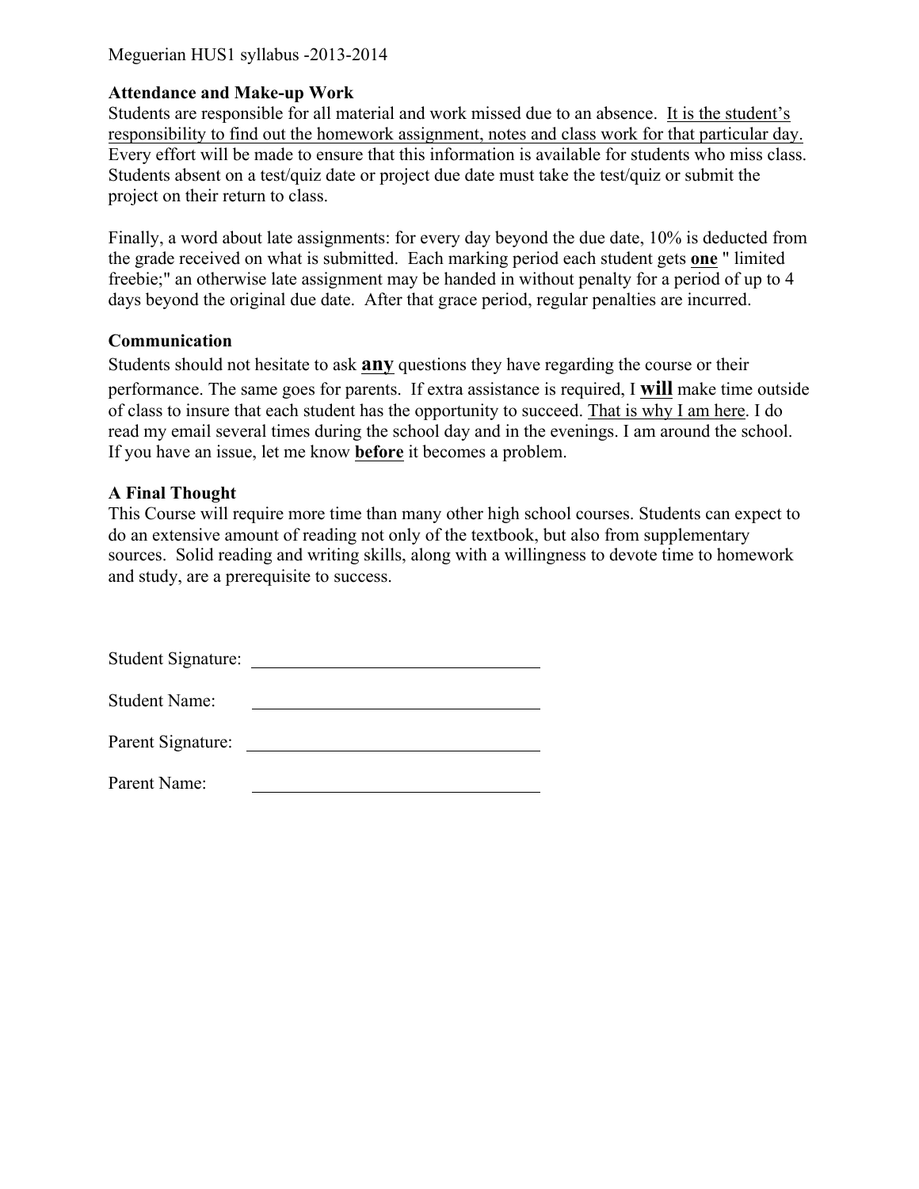**Attendance and Make-up Work**

Students are responsible for all material and work missed due to an absence. <u>It is the student's responsibility to find out the homework assignment, notes and class work for that particular day.</u> Every effort will be made to ensure that this information is available for students who miss class. Students absent on a test/quiz date or project due date must take the test/quiz or submit the project on their return to class.

Finally, a word about late assignments: for every day beyond the due date, 10% is deducted from the grade received on what is submitted. Each marking period each student gets <u>**one**</u> " limited freebie;" an otherwise late assignment may be handed in without penalty for a period of up to 4 days beyond the original due date. After that grace period, regular penalties are incurred.

**Communication**

Students should not hesitate to ask <u>**any**</u> questions they have regarding the course or their performance. The same goes for parents. If extra assistance is required, I <u>**will**</u> make time outside of class to insure that each student has the opportunity to succeed. <u>That is why I am here</u>. I do read my email several times during the school day and in the evenings. I am around the school. If you have an issue, let me know <u>**before**</u> it becomes a problem.

**A Final Thought**

This Course will require more time than many other high school courses. Students can expect to do an extensive amount of reading not only of the textbook, but also from supplementary sources. Solid reading and writing skills, along with a willingness to devote time to homework and study, are a prerequisite to success.

Student Signature: ______________________________

Student Name: ______________________________

Parent Signature: ______________________________

Parent Name: ______________________________